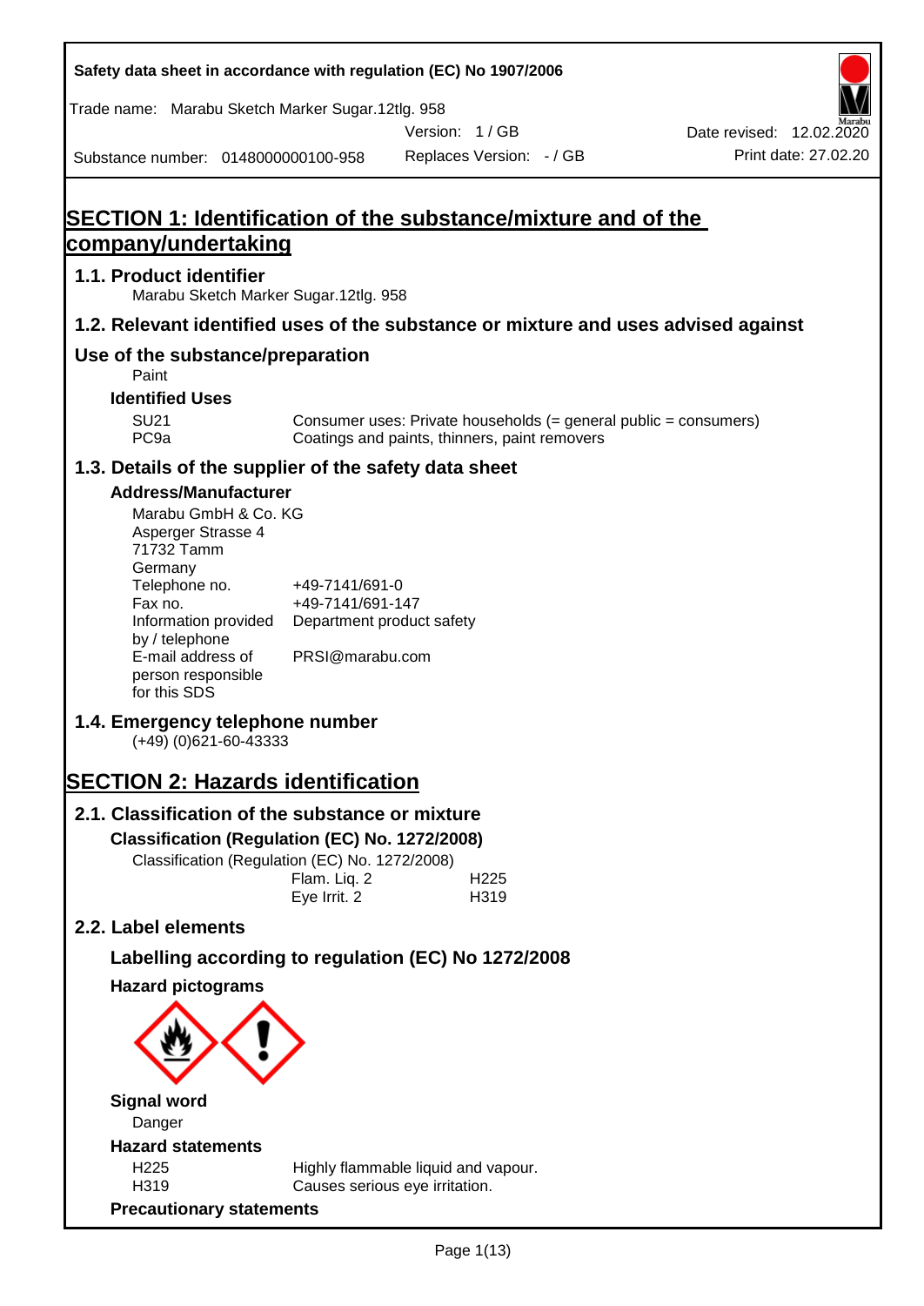Safety data sheet in accordance with regulation (EC) No 1907/2006

Trade name: Marabu Sketch Marker Sugar.12tlg. 958

Version: 1 / GB

Date revised: 12.02.2020

Substance number: 0148000000100-958

Replaces Version: - / GB

Print date: 27.02.20

# SECTION 1: Identification of the substance/mixture and of the company/undertaking

## 1.1. Product identifier

Marabu Sketch Marker Sugar.12tlg. 958

## 1.2. Relevant identified uses of the substance or mixture and uses advised against

## Use of the substance/preparation

Paint

### Identified Uses

| | |
|---|---|
| SU21 | Consumer uses: Private households (= general public = consumers) |
| PC9a | Coatings and paints, thinners, paint removers |

## 1.3. Details of the supplier of the safety data sheet

### Address/Manufacturer

Marabu GmbH & Co. KG
Asperger Strasse 4
71732 Tamm
Germany

| | |
|---|---|
| Telephone no. | +49-7141/691-0 |
| Fax no. | +49-7141/691-147 |
| Information provided by / telephone | Department product safety |
| E-mail address of person responsible for this SDS | PRSI@marabu.com |

## 1.4. Emergency telephone number

(+49) (0)621-60-43333

# SECTION 2: Hazards identification

## 2.1. Classification of the substance or mixture

### Classification (Regulation (EC) No. 1272/2008)

Classification (Regulation (EC) No. 1272/2008)

| | |
|---|---|
| Flam. Liq. 2 | H225 |
| Eye Irrit. 2 | H319 |

## 2.2. Label elements

### Labelling according to regulation (EC) No 1272/2008

### Hazard pictograms

### Signal word

Danger

### Hazard statements

| | |
|---|---|
| H225 | Highly flammable liquid and vapour. |
| H319 | Causes serious eye irritation. |

### Precautionary statements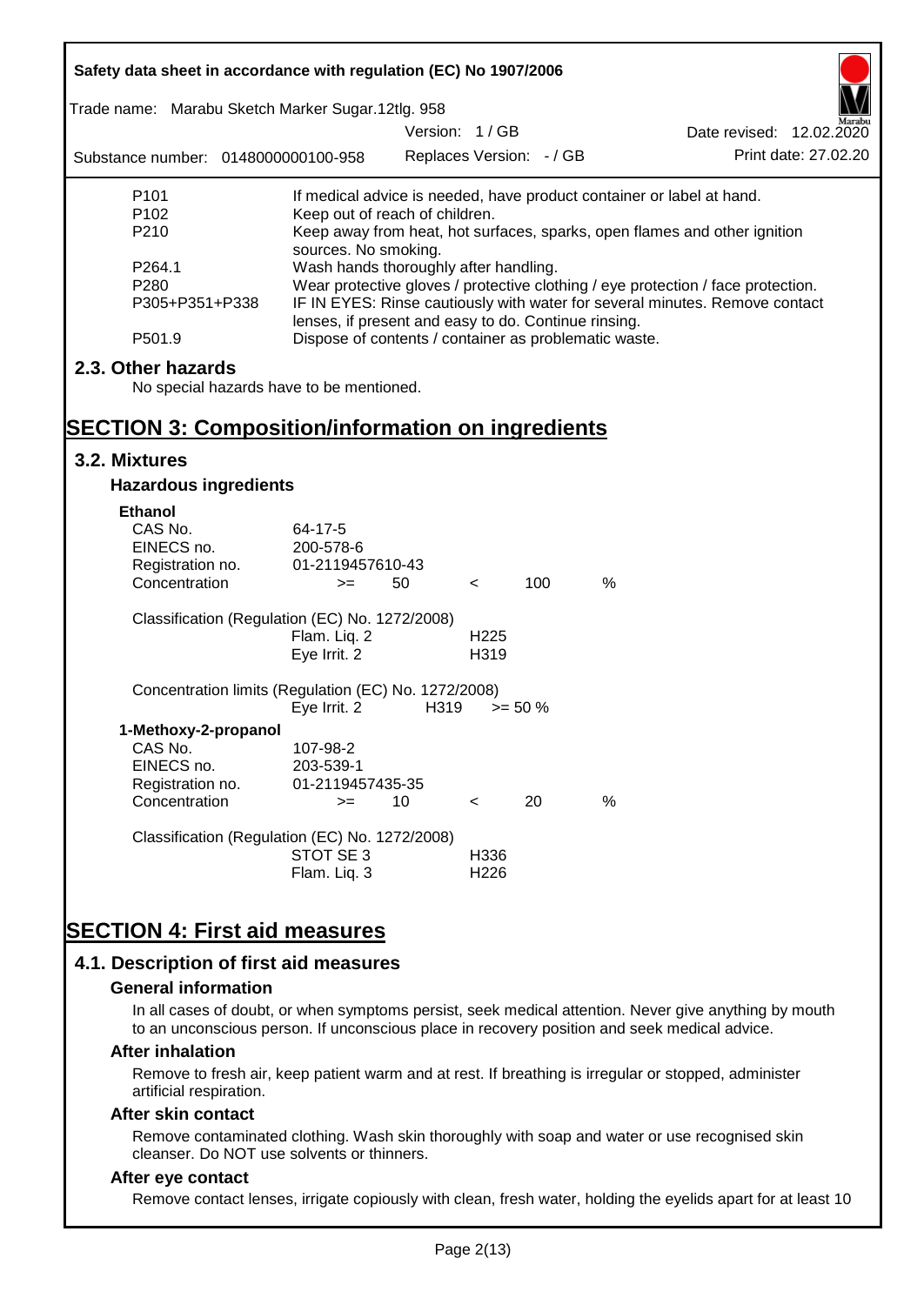| | |
|---|---|
| P101 | If medical advice is needed, have product container or label at hand. |
| P102 | Keep out of reach of children. |
| P210 | Keep away from heat, hot surfaces, sparks, open flames and other ignition sources. No smoking. |
| P264.1 | Wash hands thoroughly after handling. |
| P280 | Wear protective gloves / protective clothing / eye protection / face protection. |
| P305+P351+P338 | IF IN EYES: Rinse cautiously with water for several minutes. Remove contact lenses, if present and easy to do. Continue rinsing. |
| P501.9 | Dispose of contents / container as problematic waste. |

## 2.3. Other hazards

No special hazards have to be mentioned.

# SECTION 3: Composition/information on ingredients

## 3.2. Mixtures

### Hazardous ingredients

**Ethanol**

| | | | | | |
|---|---|---|---|---|---|
| CAS No. | 64-17-5 | | | | |
| EINECS no. | 200-578-6 | | | | |
| Registration no. | 01-2119457610-43 | | | | |
| Concentration | >= | 50 | < | 100 | % |

Classification (Regulation (EC) No. 1272/2008)

| | |
|---|---|
| Flam. Liq. 2 | H225 |
| Eye Irrit. 2 | H319 |

Concentration limits (Regulation (EC) No. 1272/2008)

| | | |
|---|---|---|
| Eye Irrit. 2 | H319 | >= 50 % |

**1-Methoxy-2-propanol**

| | | | | | |
|---|---|---|---|---|---|
| CAS No. | 107-98-2 | | | | |
| EINECS no. | 203-539-1 | | | | |
| Registration no. | 01-2119457435-35 | | | | |
| Concentration | >= | 10 | < | 20 | % |

Classification (Regulation (EC) No. 1272/2008)

| | |
|---|---|
| STOT SE 3 | H336 |
| Flam. Liq. 3 | H226 |

# SECTION 4: First aid measures

## 4.1. Description of first aid measures

### General information

In all cases of doubt, or when symptoms persist, seek medical attention. Never give anything by mouth to an unconscious person. If unconscious place in recovery position and seek medical advice.

### After inhalation

Remove to fresh air, keep patient warm and at rest. If breathing is irregular or stopped, administer artificial respiration.

### After skin contact

Remove contaminated clothing. Wash skin thoroughly with soap and water or use recognised skin cleanser. Do NOT use solvents or thinners.

### After eye contact

Remove contact lenses, irrigate copiously with clean, fresh water, holding the eyelids apart for at least 10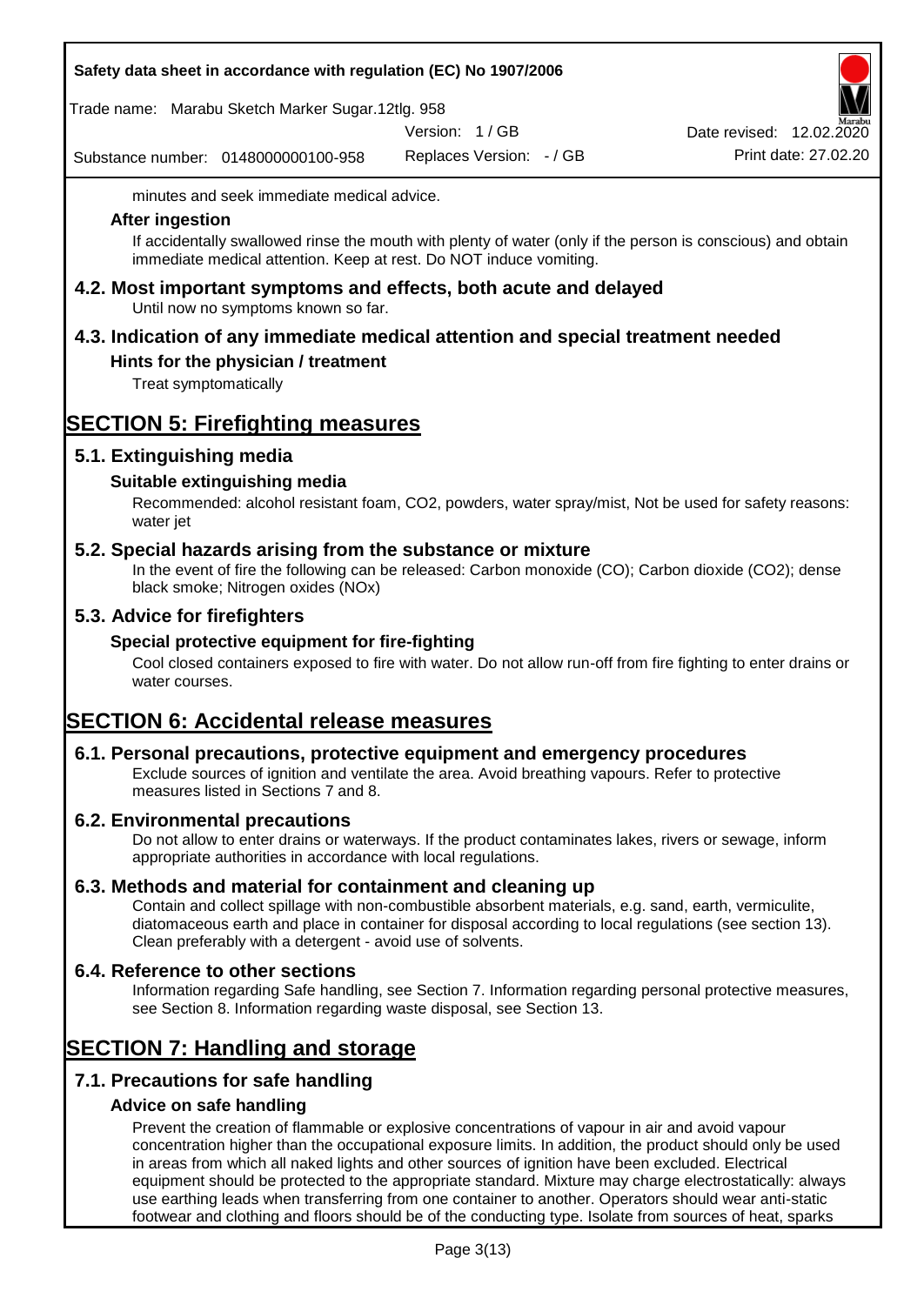minutes and seek immediate medical advice.

### After ingestion

If accidentally swallowed rinse the mouth with plenty of water (only if the person is conscious) and obtain immediate medical attention. Keep at rest. Do NOT induce vomiting.

## 4.2. Most important symptoms and effects, both acute and delayed

Until now no symptoms known so far.

## 4.3. Indication of any immediate medical attention and special treatment needed

### Hints for the physician / treatment

Treat symptomatically

# SECTION 5: Firefighting measures

## 5.1. Extinguishing media

### Suitable extinguishing media

Recommended: alcohol resistant foam, CO2, powders, water spray/mist, Not be used for safety reasons: water jet

## 5.2. Special hazards arising from the substance or mixture

In the event of fire the following can be released: Carbon monoxide (CO); Carbon dioxide (CO2); dense black smoke; Nitrogen oxides (NOx)

## 5.3. Advice for firefighters

### Special protective equipment for fire-fighting

Cool closed containers exposed to fire with water. Do not allow run-off from fire fighting to enter drains or water courses.

# SECTION 6: Accidental release measures

## 6.1. Personal precautions, protective equipment and emergency procedures

Exclude sources of ignition and ventilate the area. Avoid breathing vapours. Refer to protective measures listed in Sections 7 and 8.

## 6.2. Environmental precautions

Do not allow to enter drains or waterways. If the product contaminates lakes, rivers or sewage, inform appropriate authorities in accordance with local regulations.

## 6.3. Methods and material for containment and cleaning up

Contain and collect spillage with non-combustible absorbent materials, e.g. sand, earth, vermiculite, diatomaceous earth and place in container for disposal according to local regulations (see section 13). Clean preferably with a detergent - avoid use of solvents.

## 6.4. Reference to other sections

Information regarding Safe handling, see Section 7. Information regarding personal protective measures, see Section 8. Information regarding waste disposal, see Section 13.

# SECTION 7: Handling and storage

## 7.1. Precautions for safe handling

### Advice on safe handling

Prevent the creation of flammable or explosive concentrations of vapour in air and avoid vapour concentration higher than the occupational exposure limits. In addition, the product should only be used in areas from which all naked lights and other sources of ignition have been excluded. Electrical equipment should be protected to the appropriate standard. Mixture may charge electrostatically: always use earthing leads when transferring from one container to another. Operators should wear anti-static footwear and clothing and floors should be of the conducting type. Isolate from sources of heat, sparks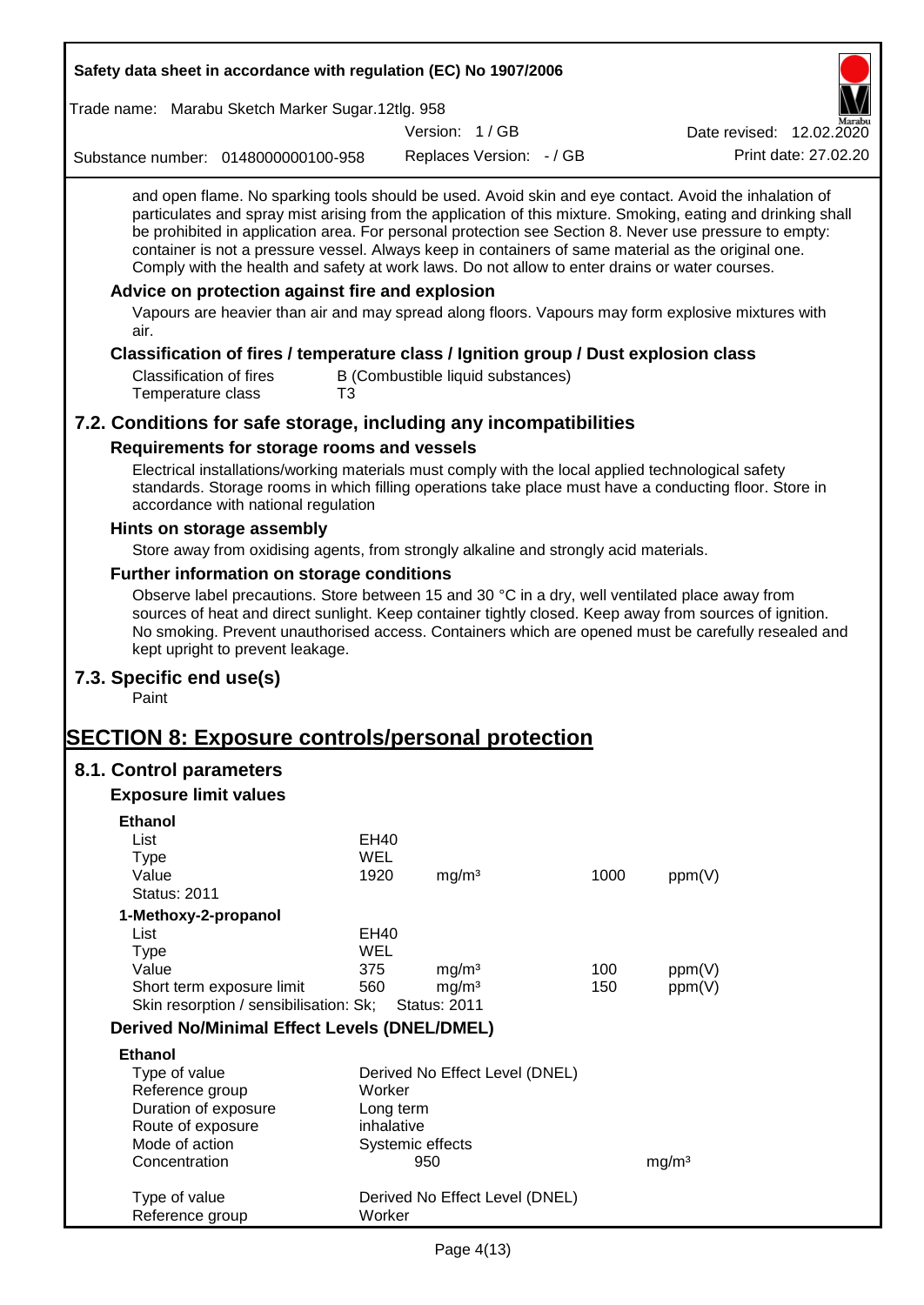and open flame. No sparking tools should be used. Avoid skin and eye contact. Avoid the inhalation of particulates and spray mist arising from the application of this mixture. Smoking, eating and drinking shall be prohibited in application area. For personal protection see Section 8. Never use pressure to empty: container is not a pressure vessel. Always keep in containers of same material as the original one. Comply with the health and safety at work laws. Do not allow to enter drains or water courses.

### Advice on protection against fire and explosion

Vapours are heavier than air and may spread along floors. Vapours may form explosive mixtures with air.

### Classification of fires / temperature class / Ignition group / Dust explosion class

| | |
|---|---|
| Classification of fires | B (Combustible liquid substances) |
| Temperature class | T3 |

## 7.2. Conditions for safe storage, including any incompatibilities

### Requirements for storage rooms and vessels

Electrical installations/working materials must comply with the local applied technological safety standards. Storage rooms in which filling operations take place must have a conducting floor. Store in accordance with national regulation

### Hints on storage assembly

Store away from oxidising agents, from strongly alkaline and strongly acid materials.

### Further information on storage conditions

Observe label precautions. Store between 15 and 30 °C in a dry, well ventilated place away from sources of heat and direct sunlight. Keep container tightly closed. Keep away from sources of ignition. No smoking. Prevent unauthorised access. Containers which are opened must be carefully resealed and kept upright to prevent leakage.

## 7.3. Specific end use(s)

Paint

# SECTION 8: Exposure controls/personal protection

## 8.1. Control parameters

### Exposure limit values

**Ethanol**

| | | | | |
|---|---|---|---|---|
| List | EH40 | | | |
| Type | WEL | | | |
| Value | 1920 | mg/m³ | 1000 | ppm(V) |
| Status: 2011 | | | | |

**1-Methoxy-2-propanol**

| | | | | |
|---|---|---|---|---|
| List | EH40 | | | |
| Type | WEL | | | |
| Value | 375 | mg/m³ | 100 | ppm(V) |
| Short term exposure limit | 560 | mg/m³ | 150 | ppm(V) |
| Skin resorption / sensibilisation: Sk; | Status: 2011 | | | |

### Derived No/Minimal Effect Levels (DNEL/DMEL)

**Ethanol**

| | | |
|---|---|---|
| Type of value | Derived No Effect Level (DNEL) | |
| Reference group | Worker | |
| Duration of exposure | Long term | |
| Route of exposure | inhalative | |
| Mode of action | Systemic effects | |
| Concentration | 950 | mg/m³ |

| | |
|---|---|
| Type of value | Derived No Effect Level (DNEL) |
| Reference group | Worker |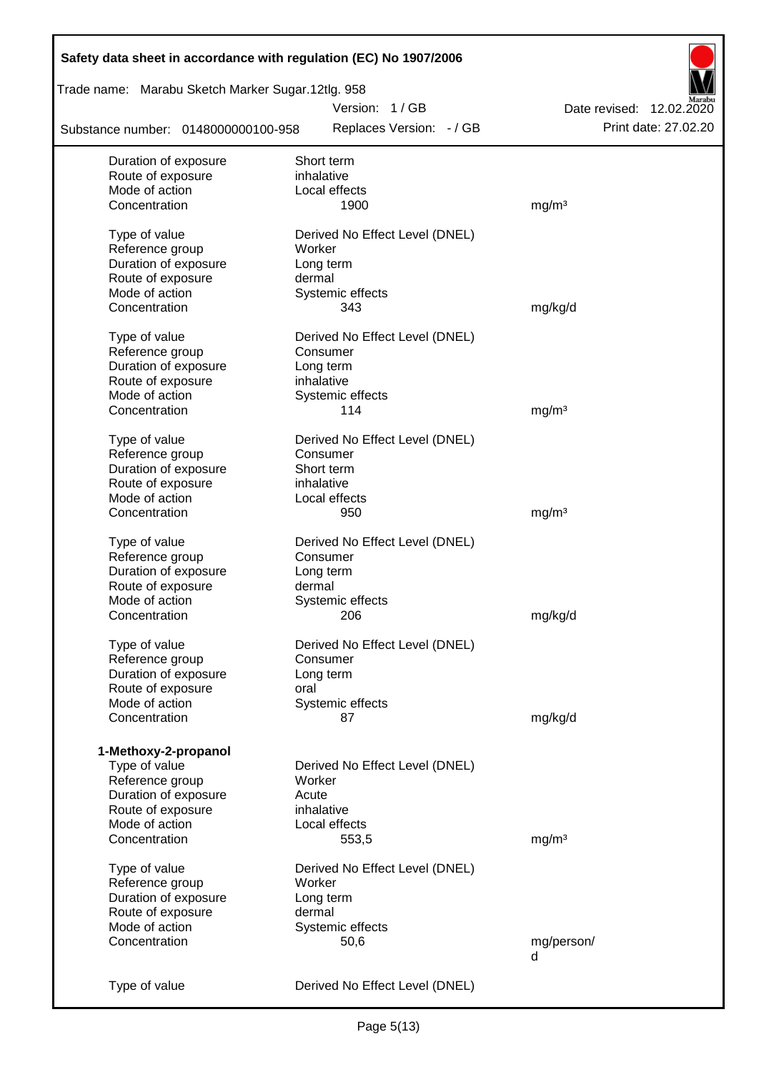| | | |
|---|---|---|
| Duration of exposure | Short term | |
| Route of exposure | inhalative | |
| Mode of action | Local effects | |
| Concentration | 1900 | mg/m³ |
| | | |
| Type of value | Derived No Effect Level (DNEL) | |
| Reference group | Worker | |
| Duration of exposure | Long term | |
| Route of exposure | dermal | |
| Mode of action | Systemic effects | |
| Concentration | 343 | mg/kg/d |
| | | |
| Type of value | Derived No Effect Level (DNEL) | |
| Reference group | Consumer | |
| Duration of exposure | Long term | |
| Route of exposure | inhalative | |
| Mode of action | Systemic effects | |
| Concentration | 114 | mg/m³ |
| | | |
| Type of value | Derived No Effect Level (DNEL) | |
| Reference group | Consumer | |
| Duration of exposure | Short term | |
| Route of exposure | inhalative | |
| Mode of action | Local effects | |
| Concentration | 950 | mg/m³ |
| | | |
| Type of value | Derived No Effect Level (DNEL) | |
| Reference group | Consumer | |
| Duration of exposure | Long term | |
| Route of exposure | dermal | |
| Mode of action | Systemic effects | |
| Concentration | 206 | mg/kg/d |
| | | |
| Type of value | Derived No Effect Level (DNEL) | |
| Reference group | Consumer | |
| Duration of exposure | Long term | |
| Route of exposure | oral | |
| Mode of action | Systemic effects | |
| Concentration | 87 | mg/kg/d |

**1-Methoxy-2-propanol**

| | | |
|---|---|---|
| Type of value | Derived No Effect Level (DNEL) | |
| Reference group | Worker | |
| Duration of exposure | Acute | |
| Route of exposure | inhalative | |
| Mode of action | Local effects | |
| Concentration | 553,5 | mg/m³ |
| | | |
| Type of value | Derived No Effect Level (DNEL) | |
| Reference group | Worker | |
| Duration of exposure | Long term | |
| Route of exposure | dermal | |
| Mode of action | Systemic effects | |
| Concentration | 50,6 | mg/person/d |
| | | |
| Type of value | Derived No Effect Level (DNEL) | |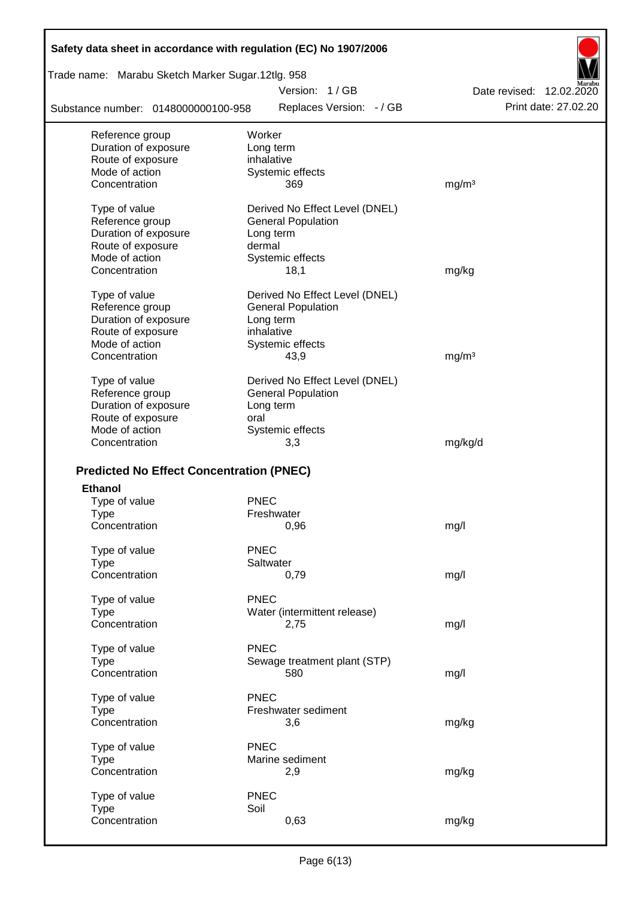| | | |
|---|---|---|
| Reference group | Worker | |
| Duration of exposure | Long term | |
| Route of exposure | inhalative | |
| Mode of action | Systemic effects | |
| Concentration | 369 | mg/m³ |
| | | |
| Type of value | Derived No Effect Level (DNEL) | |
| Reference group | General Population | |
| Duration of exposure | Long term | |
| Route of exposure | dermal | |
| Mode of action | Systemic effects | |
| Concentration | 18,1 | mg/kg |
| | | |
| Type of value | Derived No Effect Level (DNEL) | |
| Reference group | General Population | |
| Duration of exposure | Long term | |
| Route of exposure | inhalative | |
| Mode of action | Systemic effects | |
| Concentration | 43,9 | mg/m³ |
| | | |
| Type of value | Derived No Effect Level (DNEL) | |
| Reference group | General Population | |
| Duration of exposure | Long term | |
| Route of exposure | oral | |
| Mode of action | Systemic effects | |
| Concentration | 3,3 | mg/kg/d |

### Predicted No Effect Concentration (PNEC)

**Ethanol**

| | | |
|---|---|---|
| Type of value | PNEC | |
| Type | Freshwater | |
| Concentration | 0,96 | mg/l |
| | | |
| Type of value | PNEC | |
| Type | Saltwater | |
| Concentration | 0,79 | mg/l |
| | | |
| Type of value | PNEC | |
| Type | Water (intermittent release) | |
| Concentration | 2,75 | mg/l |
| | | |
| Type of value | PNEC | |
| Type | Sewage treatment plant (STP) | |
| Concentration | 580 | mg/l |
| | | |
| Type of value | PNEC | |
| Type | Freshwater sediment | |
| Concentration | 3,6 | mg/kg |
| | | |
| Type of value | PNEC | |
| Type | Marine sediment | |
| Concentration | 2,9 | mg/kg |
| | | |
| Type of value | PNEC | |
| Type | Soil | |
| Concentration | 0,63 | mg/kg |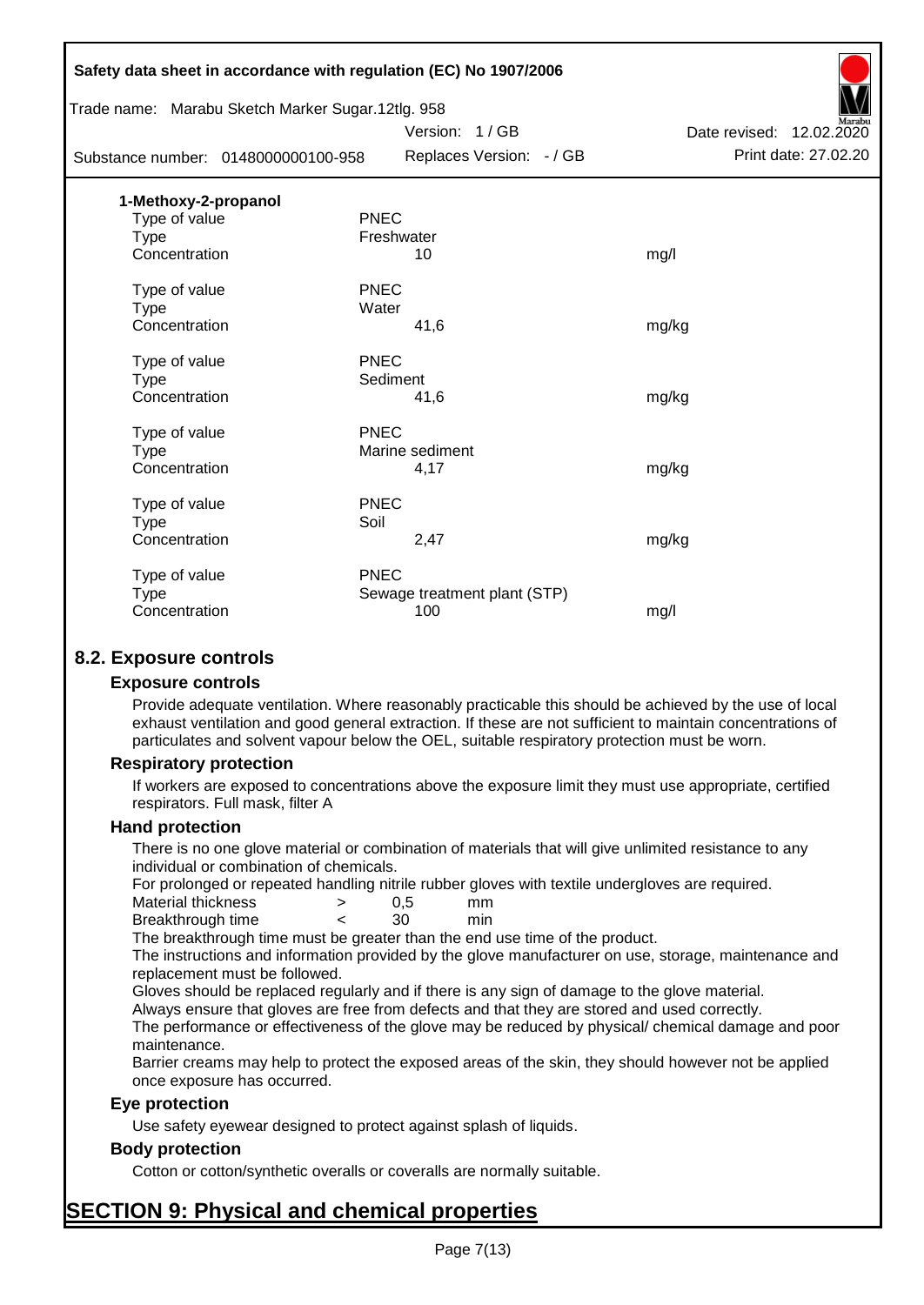**1-Methoxy-2-propanol**

| | | |
|---|---|---|
| Type of value | PNEC | |
| Type | Freshwater | |
| Concentration | 10 | mg/l |
| | | |
| Type of value | PNEC | |
| Type | Water | |
| Concentration | 41,6 | mg/kg |
| | | |
| Type of value | PNEC | |
| Type | Sediment | |
| Concentration | 41,6 | mg/kg |
| | | |
| Type of value | PNEC | |
| Type | Marine sediment | |
| Concentration | 4,17 | mg/kg |
| | | |
| Type of value | PNEC | |
| Type | Soil | |
| Concentration | 2,47 | mg/kg |
| | | |
| Type of value | PNEC | |
| Type | Sewage treatment plant (STP) | |
| Concentration | 100 | mg/l |

## 8.2. Exposure controls

### Exposure controls

Provide adequate ventilation. Where reasonably practicable this should be achieved by the use of local exhaust ventilation and good general extraction. If these are not sufficient to maintain concentrations of particulates and solvent vapour below the OEL, suitable respiratory protection must be worn.

### Respiratory protection

If workers are exposed to concentrations above the exposure limit they must use appropriate, certified respirators. Full mask, filter A

### Hand protection

There is no one glove material or combination of materials that will give unlimited resistance to any individual or combination of chemicals.

For prolonged or repeated handling nitrile rubber gloves with textile undergloves are required.

| | | | |
|---|---|---|---|
| Material thickness | > | 0,5 | mm |
| Breakthrough time | < | 30 | min |

The breakthrough time must be greater than the end use time of the product.

The instructions and information provided by the glove manufacturer on use, storage, maintenance and replacement must be followed.

Gloves should be replaced regularly and if there is any sign of damage to the glove material.

Always ensure that gloves are free from defects and that they are stored and used correctly.

The performance or effectiveness of the glove may be reduced by physical/ chemical damage and poor maintenance.

Barrier creams may help to protect the exposed areas of the skin, they should however not be applied once exposure has occurred.

### Eye protection

Use safety eyewear designed to protect against splash of liquids.

### Body protection

Cotton or cotton/synthetic overalls or coveralls are normally suitable.

# SECTION 9: Physical and chemical properties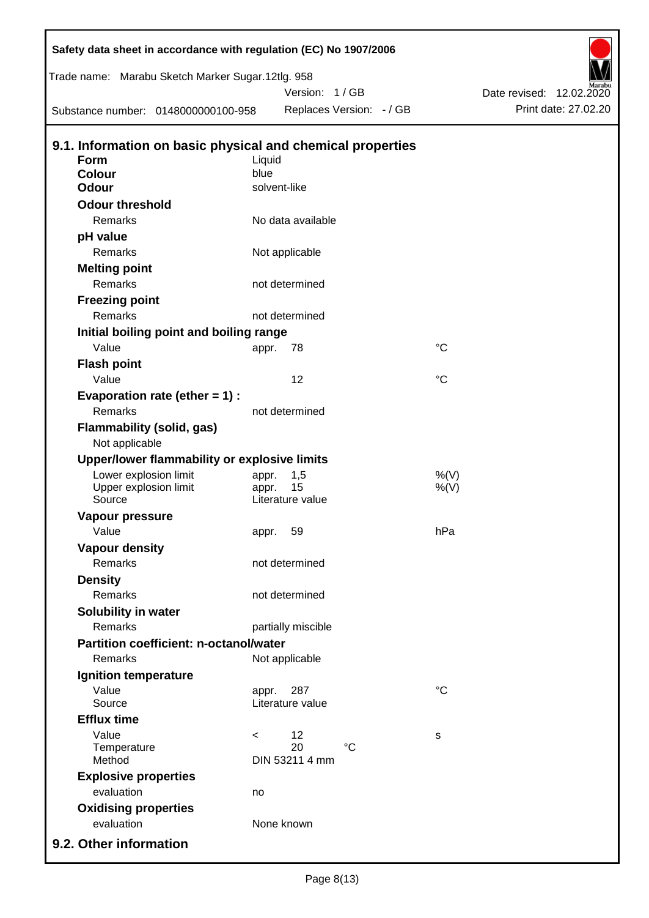## 9.1. Information on basic physical and chemical properties

| Property | | | |
|---|---|---|---|
| **Form** | Liquid | | |
| **Colour** | blue | | |
| **Odour** | solvent-like | | |
| **Odour threshold** | | | |
| Remarks | No data available | | |
| **pH value** | | | |
| Remarks | Not applicable | | |
| **Melting point** | | | |
| Remarks | not determined | | |
| **Freezing point** | | | |
| Remarks | not determined | | |
| **Initial boiling point and boiling range** | | | |
| Value | appr. | 78 | °C |
| **Flash point** | | | |
| Value | | 12 | °C |
| **Evaporation rate (ether = 1) :** | | | |
| Remarks | not determined | | |
| **Flammability (solid, gas)** | | | |
| Not applicable | | | |
| **Upper/lower flammability or explosive limits** | | | |
| Lower explosion limit | appr. | 1,5 | %(V) |
| Upper explosion limit | appr. | 15 | %(V) |
| Source | Literature value | | |
| **Vapour pressure** | | | |
| Value | appr. | 59 | hPa |
| **Vapour density** | | | |
| Remarks | not determined | | |
| **Density** | | | |
| Remarks | not determined | | |
| **Solubility in water** | | | |
| Remarks | partially miscible | | |
| **Partition coefficient: n-octanol/water** | | | |
| Remarks | Not applicable | | |
| **Ignition temperature** | | | |
| Value | appr. | 287 | °C |
| Source | Literature value | | |
| **Efflux time** | | | |
| Value | < | 12 | s |
| Temperature | | 20 °C | |
| Method | DIN 53211 4 mm | | |
| **Explosive properties** | | | |
| evaluation | no | | |
| **Oxidising properties** | | | |
| evaluation | None known | | |

## 9.2. Other information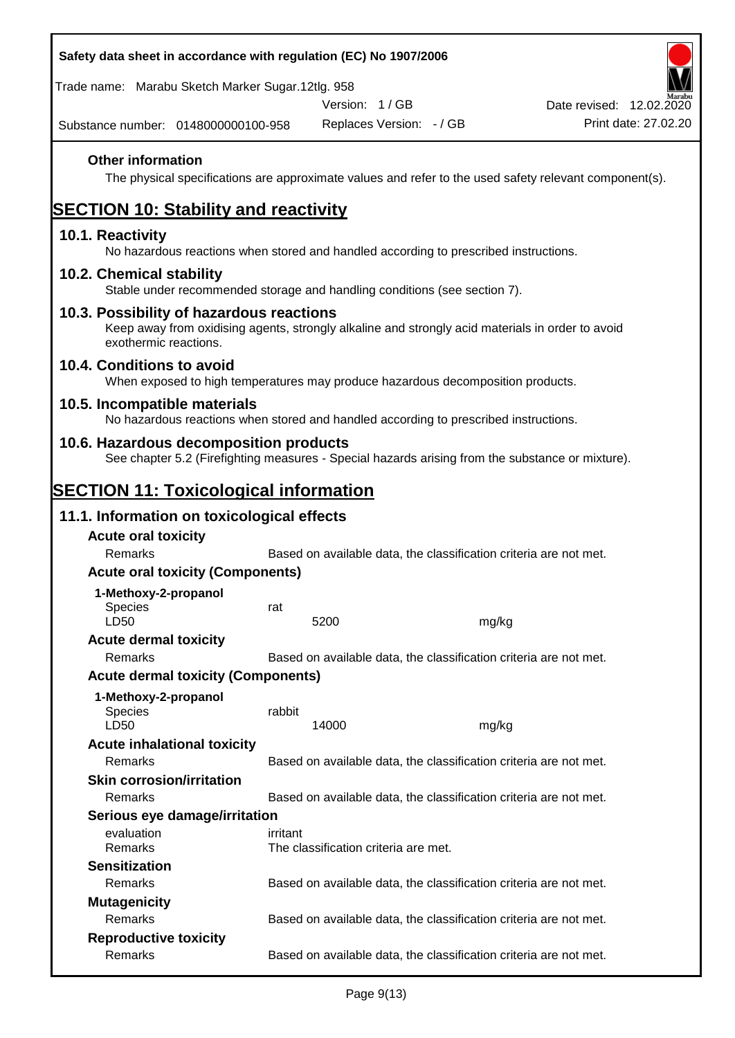**Other information**

The physical specifications are approximate values and refer to the used safety relevant component(s).

# SECTION 10: Stability and reactivity

## 10.1. Reactivity

No hazardous reactions when stored and handled according to prescribed instructions.

## 10.2. Chemical stability

Stable under recommended storage and handling conditions (see section 7).

## 10.3. Possibility of hazardous reactions

Keep away from oxidising agents, strongly alkaline and strongly acid materials in order to avoid exothermic reactions.

## 10.4. Conditions to avoid

When exposed to high temperatures may produce hazardous decomposition products.

## 10.5. Incompatible materials

No hazardous reactions when stored and handled according to prescribed instructions.

## 10.6. Hazardous decomposition products

See chapter 5.2 (Firefighting measures - Special hazards arising from the substance or mixture).

# SECTION 11: Toxicological information

## 11.1. Information on toxicological effects

**Acute oral toxicity**

| | | |
|---|---|---|
| Remarks | Based on available data, the classification criteria are not met. | |

**Acute oral toxicity (Components)**

**1-Methoxy-2-propanol**

| | | |
|---|---|---|
| Species | rat | |
| LD50 | 5200 | mg/kg |

**Acute dermal toxicity**

| | |
|---|---|
| Remarks | Based on available data, the classification criteria are not met. |

**Acute dermal toxicity (Components)**

**1-Methoxy-2-propanol**

| | | |
|---|---|---|
| Species | rabbit | |
| LD50 | 14000 | mg/kg |

**Acute inhalational toxicity**

| | |
|---|---|
| Remarks | Based on available data, the classification criteria are not met. |

**Skin corrosion/irritation**

| | |
|---|---|
| Remarks | Based on available data, the classification criteria are not met. |

**Serious eye damage/irritation**

| | |
|---|---|
| evaluation | irritant |
| Remarks | The classification criteria are met. |

**Sensitization**

| | |
|---|---|
| Remarks | Based on available data, the classification criteria are not met. |

**Mutagenicity**

| | |
|---|---|
| Remarks | Based on available data, the classification criteria are not met. |

**Reproductive toxicity**

| | |
|---|---|
| Remarks | Based on available data, the classification criteria are not met. |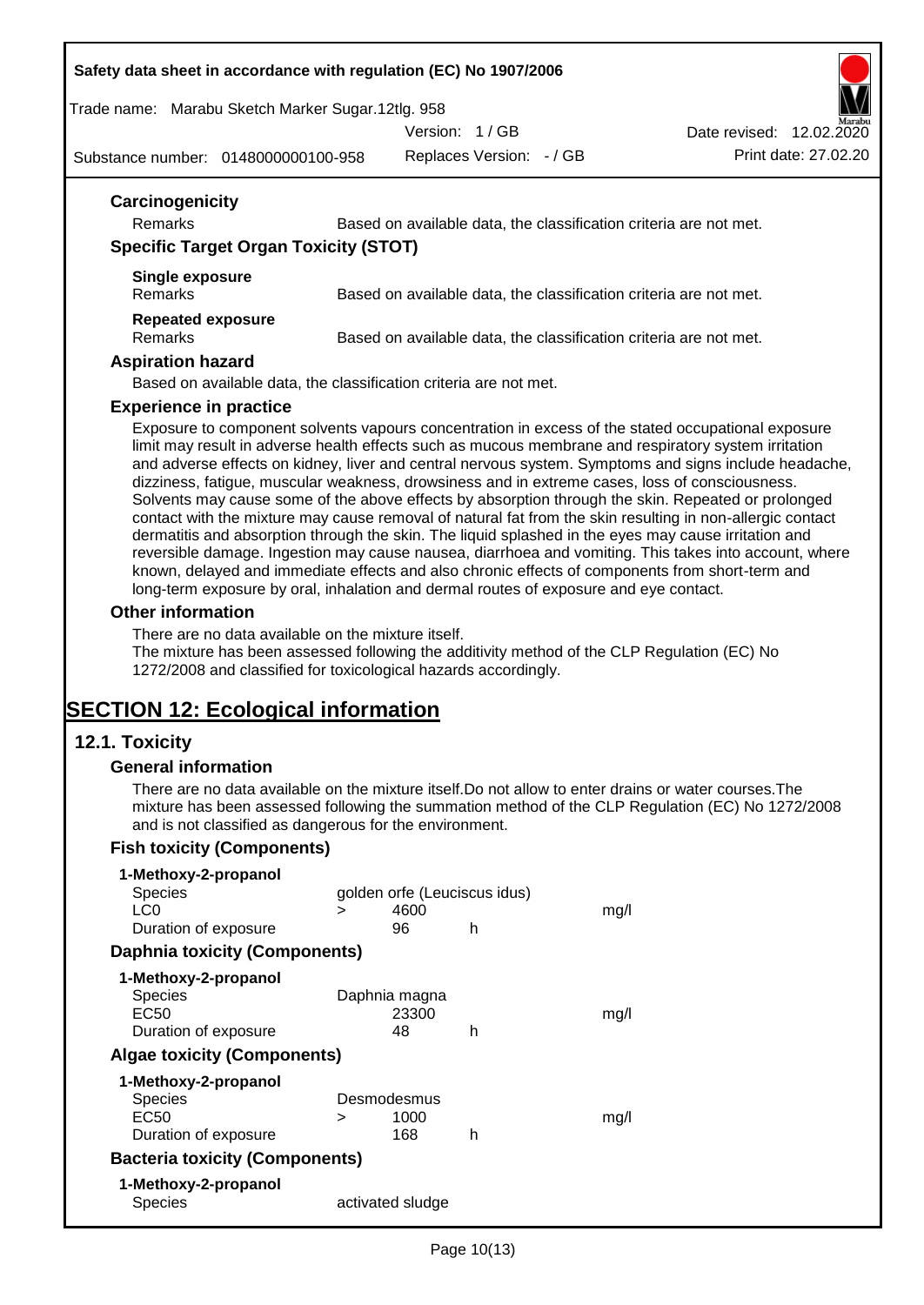### Carcinogenicity

Remarks: Based on available data, the classification criteria are not met.

### Specific Target Organ Toxicity (STOT)

**Single exposure**

Remarks: Based on available data, the classification criteria are not met.

**Repeated exposure**

Remarks: Based on available data, the classification criteria are not met.

### Aspiration hazard

Based on available data, the classification criteria are not met.

### Experience in practice

Exposure to component solvents vapours concentration in excess of the stated occupational exposure limit may result in adverse health effects such as mucous membrane and respiratory system irritation and adverse effects on kidney, liver and central nervous system. Symptoms and signs include headache, dizziness, fatigue, muscular weakness, drowsiness and in extreme cases, loss of consciousness. Solvents may cause some of the above effects by absorption through the skin. Repeated or prolonged contact with the mixture may cause removal of natural fat from the skin resulting in non-allergic contact dermatitis and absorption through the skin. The liquid splashed in the eyes may cause irritation and reversible damage. Ingestion may cause nausea, diarrhoea and vomiting. This takes into account, where known, delayed and immediate effects and also chronic effects of components from short-term and long-term exposure by oral, inhalation and dermal routes of exposure and eye contact.

### Other information

There are no data available on the mixture itself.
The mixture has been assessed following the additivity method of the CLP Regulation (EC) No 1272/2008 and classified for toxicological hazards accordingly.

# SECTION 12: Ecological information

## 12.1. Toxicity

### General information

There are no data available on the mixture itself.Do not allow to enter drains or water courses.The mixture has been assessed following the summation method of the CLP Regulation (EC) No 1272/2008 and is not classified as dangerous for the environment.

### Fish toxicity (Components)

**1-Methoxy-2-propanol**

| | | | | |
|---|---|---|---|---|
| Species | golden orfe (Leuciscus idus) | | | |
| LC0 | > | 4600 | | mg/l |
| Duration of exposure | | 96 | h | |

### Daphnia toxicity (Components)

**1-Methoxy-2-propanol**

| | | | | |
|---|---|---|---|---|
| Species | Daphnia magna | | | |
| EC50 | | 23300 | | mg/l |
| Duration of exposure | | 48 | h | |

### Algae toxicity (Components)

**1-Methoxy-2-propanol**

| | | | | |
|---|---|---|---|---|
| Species | Desmodesmus | | | |
| EC50 | > | 1000 | | mg/l |
| Duration of exposure | | 168 | h | |

### Bacteria toxicity (Components)

**1-Methoxy-2-propanol**

| | |
|---|---|
| Species | activated sludge |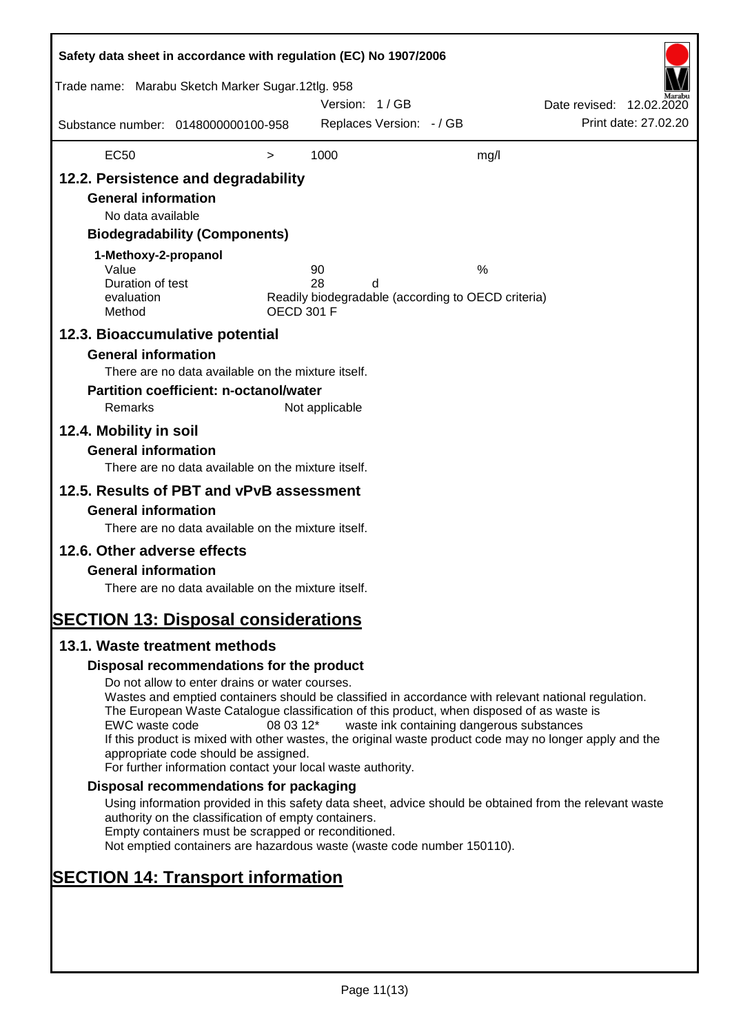| EC50 | > | 1000 | mg/l |
|---|---|---|---|

## 12.2. Persistence and degradability

### General information

No data available

### Biodegradability (Components)

**1-Methoxy-2-propanol**

| | | |
|---|---|---|
| Value | 90 | % |
| Duration of test | 28 | d |
| evaluation | Readily biodegradable (according to OECD criteria) | |
| Method | OECD 301 F | |

## 12.3. Bioaccumulative potential

### General information

There are no data available on the mixture itself.

### Partition coefficient: n-octanol/water

Remarks — Not applicable

## 12.4. Mobility in soil

### General information

There are no data available on the mixture itself.

## 12.5. Results of PBT and vPvB assessment

### General information

There are no data available on the mixture itself.

## 12.6. Other adverse effects

### General information

There are no data available on the mixture itself.

# SECTION 13: Disposal considerations

## 13.1. Waste treatment methods

### Disposal recommendations for the product

Do not allow to enter drains or water courses.
Wastes and emptied containers should be classified in accordance with relevant national regulation.
The European Waste Catalogue classification of this product, when disposed of as waste is
EWC waste code 08 03 12* waste ink containing dangerous substances
If this product is mixed with other wastes, the original waste product code may no longer apply and the appropriate code should be assigned.
For further information contact your local waste authority.

### Disposal recommendations for packaging

Using information provided in this safety data sheet, advice should be obtained from the relevant waste authority on the classification of empty containers.
Empty containers must be scrapped or reconditioned.
Not emptied containers are hazardous waste (waste code number 150110).

# SECTION 14: Transport information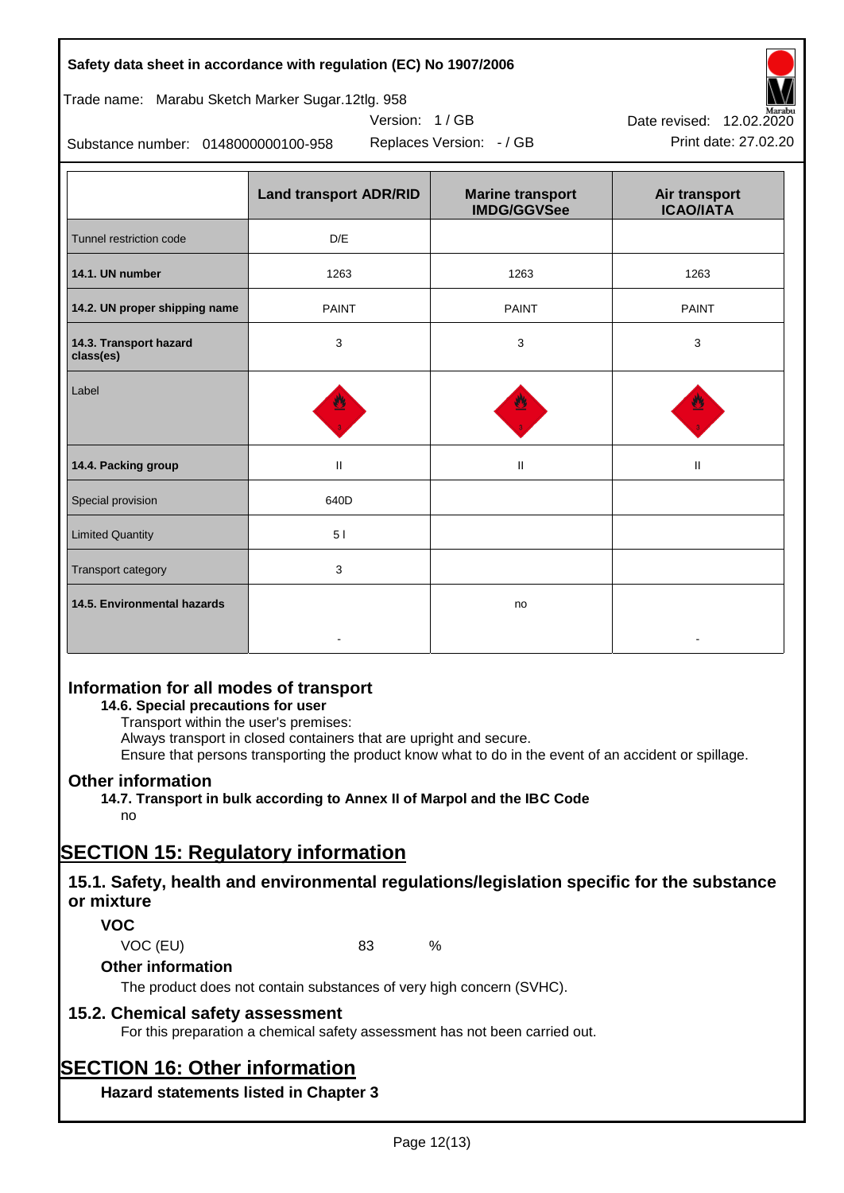| | Land transport ADR/RID | Marine transport IMDG/GGVSee | Air transport ICAO/IATA |
|---|---|---|---|
| Tunnel restriction code | D/E | | |
| **14.1. UN number** | 1263 | 1263 | 1263 |
| **14.2. UN proper shipping name** | PAINT | PAINT | PAINT |
| **14.3. Transport hazard class(es)** | 3 | 3 | 3 |
| Label | | | |
| **14.4. Packing group** | II | II | II |
| Special provision | 640D | | |
| Limited Quantity | 5 l | | |
| Transport category | 3 | | |
| **14.5. Environmental hazards** | - | no | - |

## Information for all modes of transport

### 14.6. Special precautions for user

Transport within the user's premises:
Always transport in closed containers that are upright and secure.
Ensure that persons transporting the product know what to do in the event of an accident or spillage.

## Other information

### 14.7. Transport in bulk according to Annex II of Marpol and the IBC Code

no

# SECTION 15: Regulatory information

## 15.1. Safety, health and environmental regulations/legislation specific for the substance or mixture

### VOC

VOC (EU) 83 %

### Other information

The product does not contain substances of very high concern (SVHC).

## 15.2. Chemical safety assessment

For this preparation a chemical safety assessment has not been carried out.

# SECTION 16: Other information

### Hazard statements listed in Chapter 3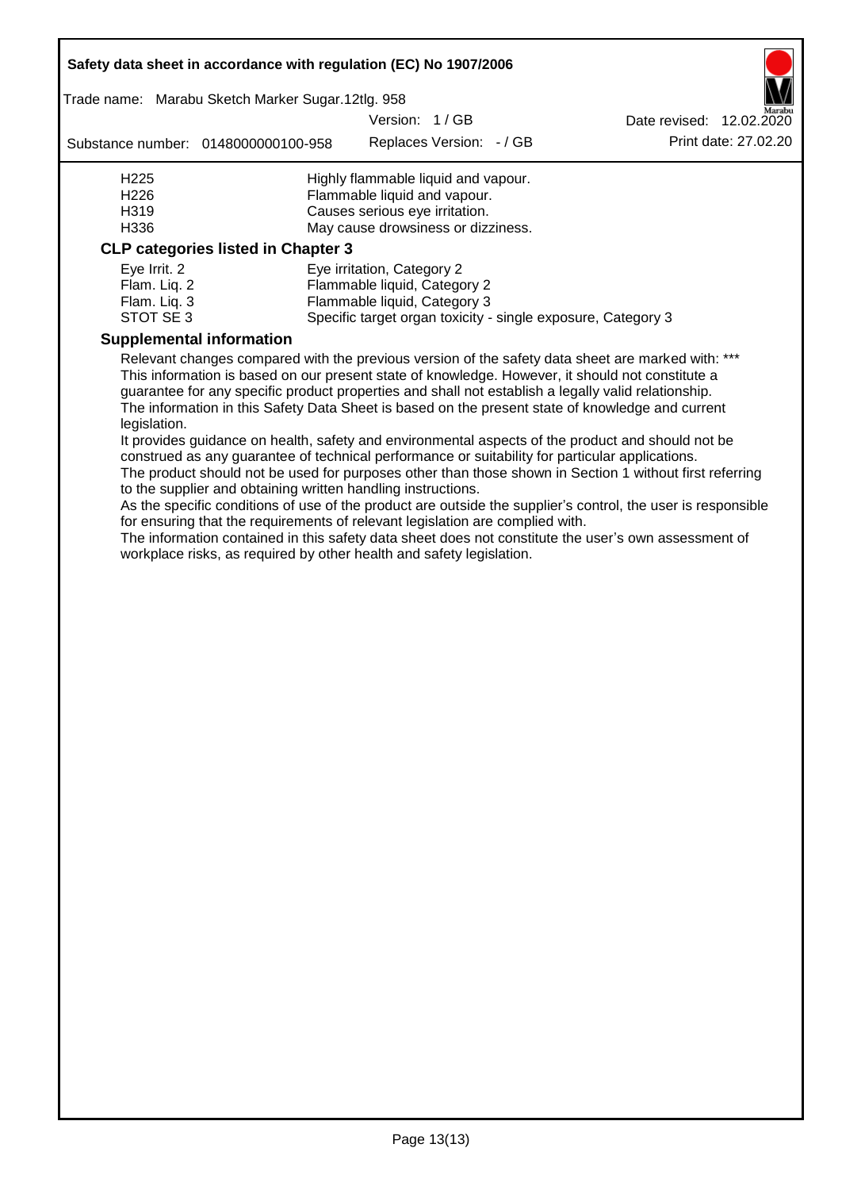| | |
|---|---|
| H225 | Highly flammable liquid and vapour. |
| H226 | Flammable liquid and vapour. |
| H319 | Causes serious eye irritation. |
| H336 | May cause drowsiness or dizziness. |

### CLP categories listed in Chapter 3

| | |
|---|---|
| Eye Irrit. 2 | Eye irritation, Category 2 |
| Flam. Liq. 2 | Flammable liquid, Category 2 |
| Flam. Liq. 3 | Flammable liquid, Category 3 |
| STOT SE 3 | Specific target organ toxicity - single exposure, Category 3 |

### Supplemental information

Relevant changes compared with the previous version of the safety data sheet are marked with: ***
This information is based on our present state of knowledge. However, it should not constitute a guarantee for any specific product properties and shall not establish a legally valid relationship.
The information in this Safety Data Sheet is based on the present state of knowledge and current legislation.
It provides guidance on health, safety and environmental aspects of the product and should not be construed as any guarantee of technical performance or suitability for particular applications.
The product should not be used for purposes other than those shown in Section 1 without first referring to the supplier and obtaining written handling instructions.
As the specific conditions of use of the product are outside the supplier's control, the user is responsible for ensuring that the requirements of relevant legislation are complied with.
The information contained in this safety data sheet does not constitute the user's own assessment of workplace risks, as required by other health and safety legislation.